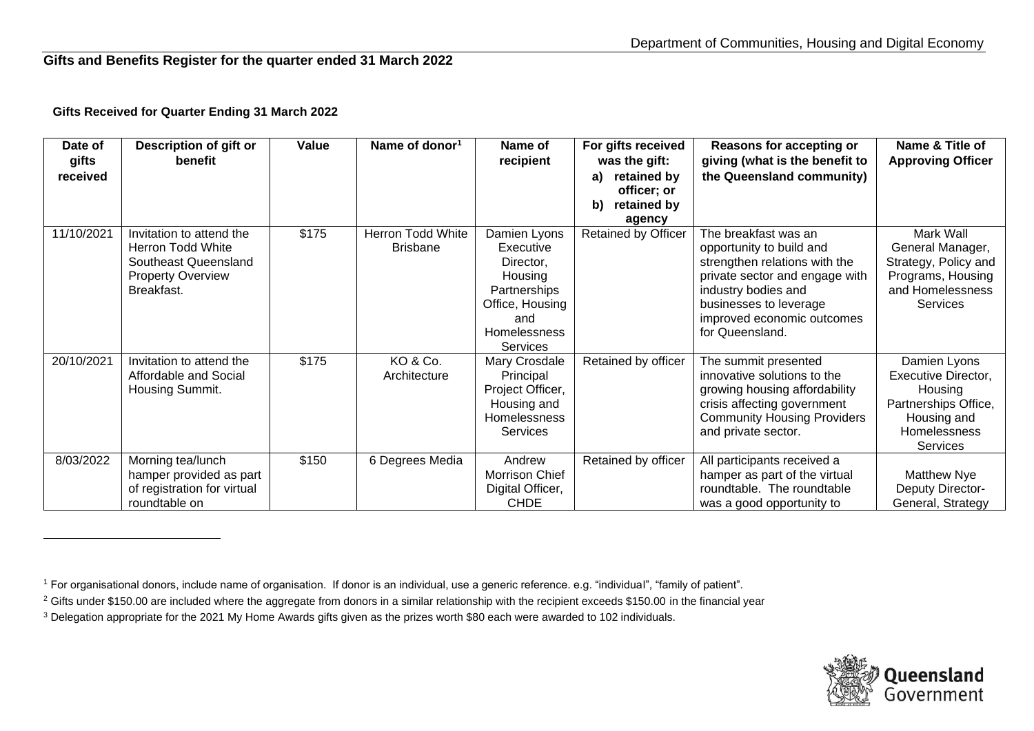Department of Communities, Housing and Digital Economy

## Gifts and Benefits Register for the quarter ended 31 March 2022

### Gifts Received for Quarter Ending 31 March 2022

| Date of gifts received | Description of gift or benefit | Value | Name of donor[1] | Name of recipient | For gifts received was the gift: a) retained by officer; or b) retained by agency | Reasons for accepting or giving (what is the benefit to the Queensland community) | Name & Title of Approving Officer |
|---|---|---|---|---|---|---|---|
| 11/10/2021 | Invitation to attend the Herron Todd White Southeast Queensland Property Overview Breakfast. | $175 | Herron Todd White Brisbane | Damien Lyons Executive Director, Housing Partnerships Office, Housing and Homelessness Services | Retained by Officer | The breakfast was an opportunity to build and strengthen relations with the private sector and engage with industry bodies and businesses to leverage improved economic outcomes for Queensland. | Mark Wall General Manager, Strategy, Policy and Programs, Housing and Homelessness Services |
| 20/10/2021 | Invitation to attend the Affordable and Social Housing Summit. | $175 | KO & Co. Architecture | Mary Crosdale Principal Project Officer, Housing and Homelessness Services | Retained by officer | The summit presented innovative solutions to the growing housing affordability crisis affecting government Community Housing Providers and private sector. | Damien Lyons Executive Director, Housing Partnerships Office, Housing and Homelessness Services |
| 8/03/2022 | Morning tea/lunch hamper provided as part of registration for virtual roundtable on | $150 | 6 Degrees Media | Andrew Morrison Chief Digital Officer, CHDE | Retained by officer | All participants received a hamper as part of the virtual roundtable. The roundtable was a good opportunity to | Matthew Nye Deputy Director-General, Strategy |

[1] For organisational donors, include name of organisation. If donor is an individual, use a generic reference. e.g. "individual", "family of patient".

[2] Gifts under $150.00 are included where the aggregate from donors in a similar relationship with the recipient exceeds $150.00 in the financial year

[3] Delegation appropriate for the 2021 My Home Awards gifts given as the prizes worth $80 each were awarded to 102 individuals.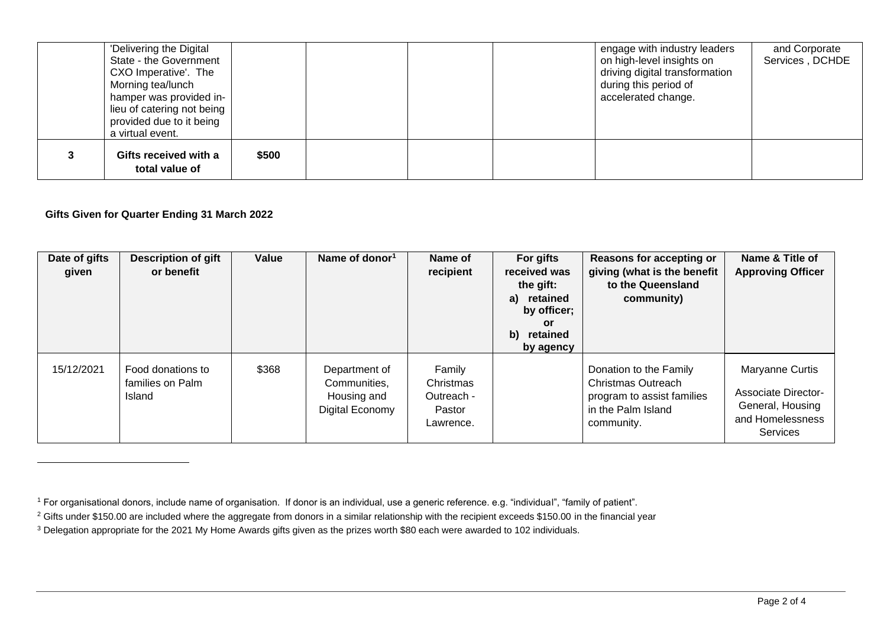| | | | | | | | |
|---|---|---|---|---|---|---|---|
| | 'Delivering the Digital State - the Government CXO Imperative'. The Morning tea/lunch hamper was provided in-lieu of catering not being provided due to it being a virtual event. | | | | | engage with industry leaders on high-level insights on driving digital transformation during this period of accelerated change. | and Corporate Services , DCHDE |
| **3** | **Gifts received with a total value of** | **$500** | | | | | |

**Gifts Given for Quarter Ending 31 March 2022**

| Date of gifts given | Description of gift or benefit | Value | Name of donor[1] | Name of recipient | For gifts received was the gift: a) retained by officer; or b) retained by agency | Reasons for accepting or giving (what is the benefit to the Queensland community) | Name & Title of Approving Officer |
|---|---|---|---|---|---|---|---|
| 15/12/2021 | Food donations to families on Palm Island | $368 | Department of Communities, Housing and Digital Economy | Family Christmas Outreach - Pastor Lawrence. | | Donation to the Family Christmas Outreach program to assist families in the Palm Island community. | Maryanne Curtis Associate Director-General, Housing and Homelessness Services |

[1] For organisational donors, include name of organisation. If donor is an individual, use a generic reference. e.g. "individual", "family of patient".

[2] Gifts under $150.00 are included where the aggregate from donors in a similar relationship with the recipient exceeds $150.00 in the financial year

[3] Delegation appropriate for the 2021 My Home Awards gifts given as the prizes worth $80 each were awarded to 102 individuals.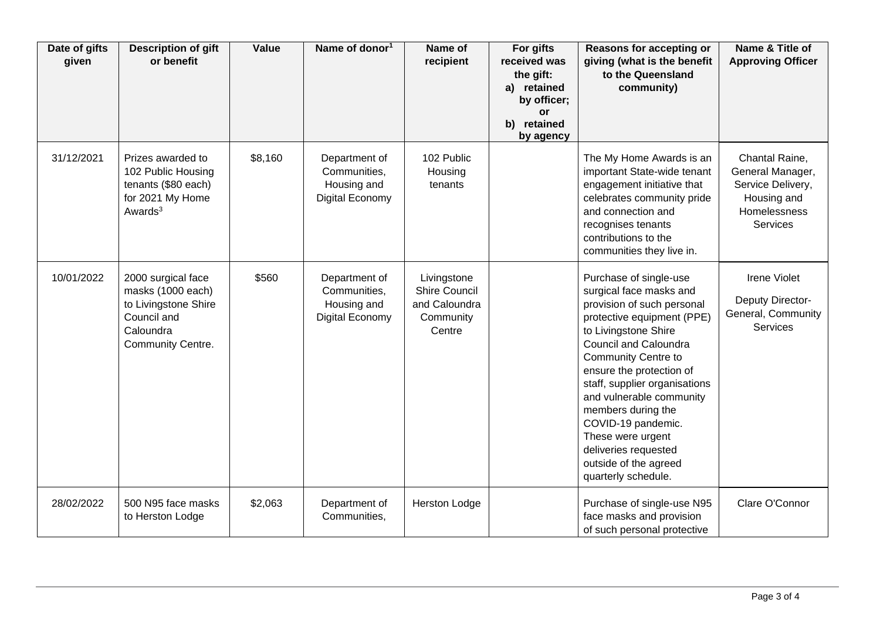| Date of gifts given | Description of gift or benefit | Value | Name of donor[1] | Name of recipient | For gifts received was the gift: a) retained by officer; or b) retained by agency | Reasons for accepting or giving (what is the benefit to the Queensland community) | Name & Title of Approving Officer |
|---|---|---|---|---|---|---|---|
| 31/12/2021 | Prizes awarded to 102 Public Housing tenants ($80 each) for 2021 My Home Awards[3] | $8,160 | Department of Communities, Housing and Digital Economy | 102 Public Housing tenants | | The My Home Awards is an important State-wide tenant engagement initiative that celebrates community pride and connection and recognises tenants contributions to the communities they live in. | Chantal Raine, General Manager, Service Delivery, Housing and Homelessness Services |
| 10/01/2022 | 2000 surgical face masks (1000 each) to Livingstone Shire Council and Caloundra Community Centre. | $560 | Department of Communities, Housing and Digital Economy | Livingstone Shire Council and Caloundra Community Centre | | Purchase of single-use surgical face masks and provision of such personal protective equipment (PPE) to Livingstone Shire Council and Caloundra Community Centre to ensure the protection of staff, supplier organisations and vulnerable community members during the COVID-19 pandemic. These were urgent deliveries requested outside of the agreed quarterly schedule. | Irene Violet Deputy Director-General, Community Services |
| 28/02/2022 | 500 N95 face masks to Herston Lodge | $2,063 | Department of Communities, | Herston Lodge | | Purchase of single-use N95 face masks and provision of such personal protective | Clare O'Connor |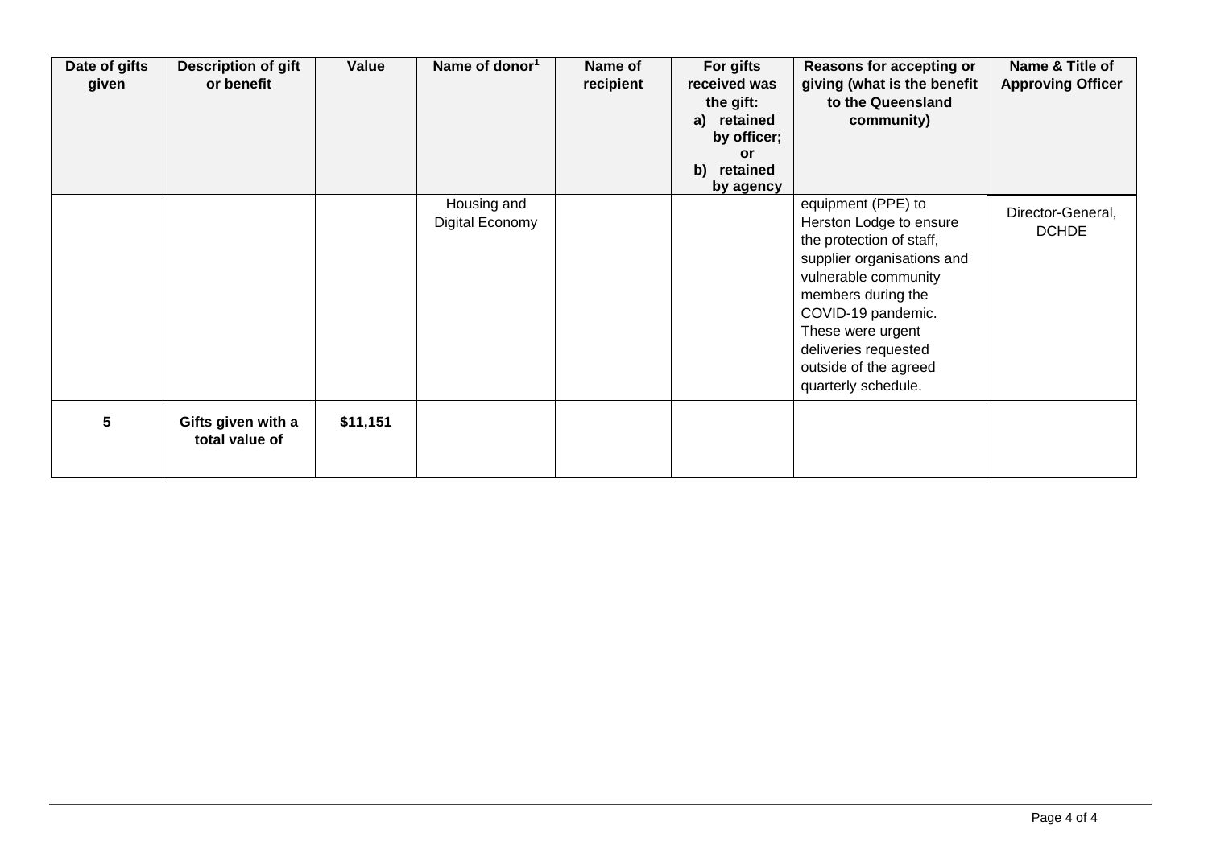| Date of gifts given | Description of gift or benefit | Value | Name of donor[1] | Name of recipient | For gifts received was the gift: a) retained by officer; or b) retained by agency | Reasons for accepting or giving (what is the benefit to the Queensland community) | Name & Title of Approving Officer |
|---|---|---|---|---|---|---|---|
| | | | Housing and Digital Economy | | | equipment (PPE) to Herston Lodge to ensure the protection of staff, supplier organisations and vulnerable community members during the COVID-19 pandemic. These were urgent deliveries requested outside of the agreed quarterly schedule. | Director-General, DCHDE |
| **5** | **Gifts given with a total value of** | **$11,151** | | | | | |